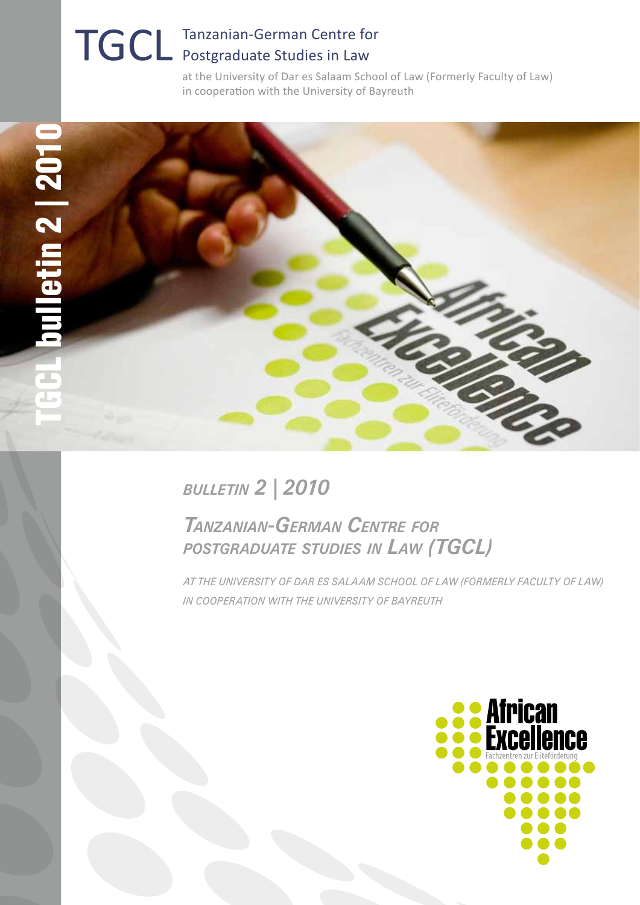# TGCL Tanzanian-German Centre for Postgraduate Studies in Law

at the University of Dar es Salaam School of Law (Formerly Faculty of Law) in cooperation with the University of Bayreuth

TGCL bulletin 2 | 2010

## *Bulletin 2 | 2010*

## *Tanzanian-German Centre for Postgraduate Studies in Law (TGCL)*

*AT THE UNIVERSITY OF DAR ES SALAAM SCHOOL OF LAW (FORMERLY FACULTY OF LAW) IN COOPERATION WITH THE UNIVERSITY OF BAYREUTH*

African Excellence
Fachzentren zur Eliteförderung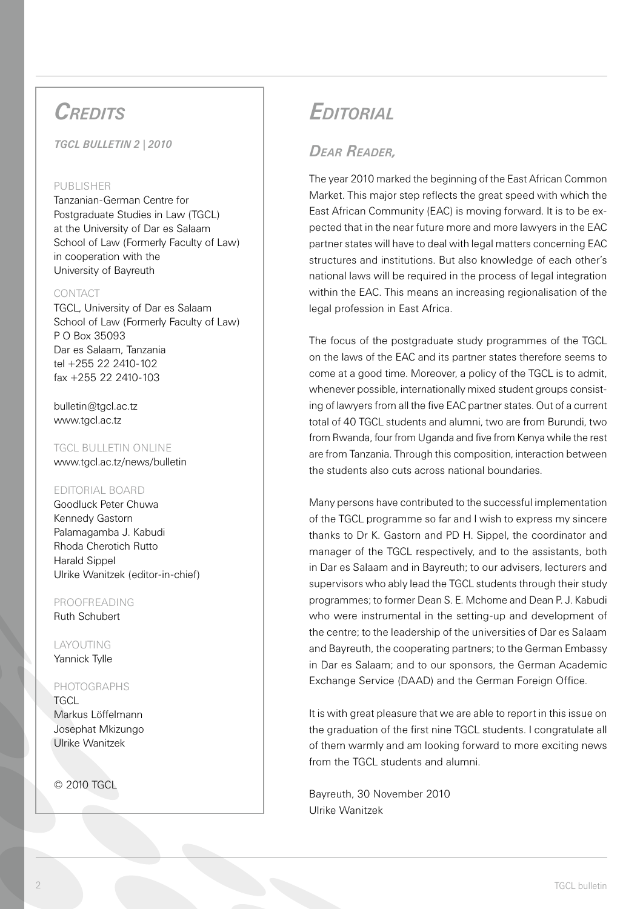## *Credits*

***TGCL Bulletin 2 | 2010***

PUBLISHER
Tanzanian-German Centre for Postgraduate Studies in Law (TGCL) at the University of Dar es Salaam School of Law (Formerly Faculty of Law) in cooperation with the University of Bayreuth

CONTACT
TGCL, University of Dar es Salaam School of Law (Formerly Faculty of Law)
P O Box 35093
Dar es Salaam, Tanzania
tel +255 22 2410-102
fax +255 22 2410-103

bulletin@tgcl.ac.tz
www.tgcl.ac.tz

TGCL BULLETIN ONLINE
www.tgcl.ac.tz/news/bulletin

EDITORIAL BOARD
Goodluck Peter Chuwa
Kennedy Gastorn
Palamagamba J. Kabudi
Rhoda Cherotich Rutto
Harald Sippel
Ulrike Wanitzek (editor-in-chief)

PROOFREADING
Ruth Schubert

LAYOUTING
Yannick Tylle

PHOTOGRAPHS
TGCL
Markus Löffelmann
Josephat Mkizungo
Ulrike Wanitzek

© 2010 TGCL

## *Editorial*

### *Dear Reader,*

The year 2010 marked the beginning of the East African Common Market. This major step reflects the great speed with which the East African Community (EAC) is moving forward. It is to be expected that in the near future more and more lawyers in the EAC partner states will have to deal with legal matters concerning EAC structures and institutions. But also knowledge of each other's national laws will be required in the process of legal integration within the EAC. This means an increasing regionalisation of the legal profession in East Africa.

The focus of the postgraduate study programmes of the TGCL on the laws of the EAC and its partner states therefore seems to come at a good time. Moreover, a policy of the TGCL is to admit, whenever possible, internationally mixed student groups consisting of lawyers from all the five EAC partner states. Out of a current total of 40 TGCL students and alumni, two are from Burundi, two from Rwanda, four from Uganda and five from Kenya while the rest are from Tanzania. Through this composition, interaction between the students also cuts across national boundaries.

Many persons have contributed to the successful implementation of the TGCL programme so far and I wish to express my sincere thanks to Dr K. Gastorn and PD H. Sippel, the coordinator and manager of the TGCL respectively, and to the assistants, both in Dar es Salaam and in Bayreuth; to our advisers, lecturers and supervisors who ably lead the TGCL students through their study programmes; to former Dean S. E. Mchome and Dean P. J. Kabudi who were instrumental in the setting-up and development of the centre; to the leadership of the universities of Dar es Salaam and Bayreuth, the cooperating partners; to the German Embassy in Dar es Salaam; and to our sponsors, the German Academic Exchange Service (DAAD) and the German Foreign Office.

It is with great pleasure that we are able to report in this issue on the graduation of the first nine TGCL students. I congratulate all of them warmly and am looking forward to more exciting news from the TGCL students and alumni.

Bayreuth, 30 November 2010
Ulrike Wanitzek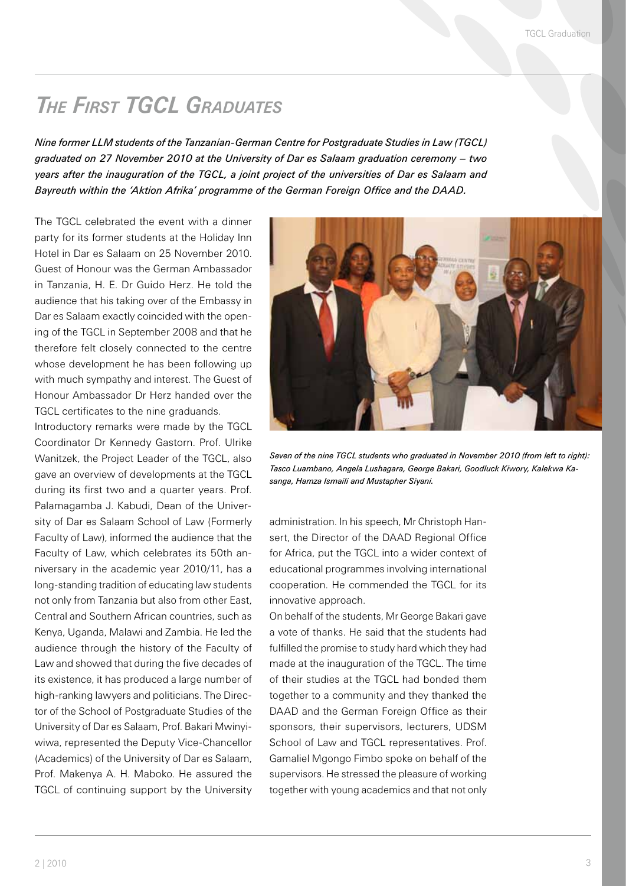# *The First TGCL Graduates*

***Nine former LLM students of the Tanzanian-German Centre for Postgraduate Studies in Law (TGCL) graduated on 27 November 2010 at the University of Dar es Salaam graduation ceremony – two years after the inauguration of the TGCL, a joint project of the universities of Dar es Salaam and Bayreuth within the 'Aktion Afrika' programme of the German Foreign Office and the DAAD.***

The TGCL celebrated the event with a dinner party for its former students at the Holiday Inn Hotel in Dar es Salaam on 25 November 2010. Guest of Honour was the German Ambassador in Tanzania, H. E. Dr Guido Herz. He told the audience that his taking over of the Embassy in Dar es Salaam exactly coincided with the opening of the TGCL in September 2008 and that he therefore felt closely connected to the centre whose development he has been following up with much sympathy and interest. The Guest of Honour Ambassador Dr Herz handed over the TGCL certificates to the nine graduands.

Introductory remarks were made by the TGCL Coordinator Dr Kennedy Gastorn. Prof. Ulrike Wanitzek, the Project Leader of the TGCL, also gave an overview of developments at the TGCL during its first two and a quarter years. Prof. Palamagamba J. Kabudi, Dean of the University of Dar es Salaam School of Law (Formerly Faculty of Law), informed the audience that the Faculty of Law, which celebrates its 50th anniversary in the academic year 2010/11, has a long-standing tradition of educating law students not only from Tanzania but also from other East, Central and Southern African countries, such as Kenya, Uganda, Malawi and Zambia. He led the audience through the history of the Faculty of Law and showed that during the five decades of its existence, it has produced a large number of high-ranking lawyers and politicians. The Director of the School of Postgraduate Studies of the University of Dar es Salaam, Prof. Bakari Mwinyiwiwa, represented the Deputy Vice-Chancellor (Academics) of the University of Dar es Salaam, Prof. Makenya A. H. Maboko. He assured the TGCL of continuing support by the University administration. In his speech, Mr Christoph Hansert, the Director of the DAAD Regional Office for Africa, put the TGCL into a wider context of educational programmes involving international cooperation. He commended the TGCL for its innovative approach.

*Seven of the nine TGCL students who graduated in November 2010 (from left to right): Tasco Luambano, Angela Lushagara, George Bakari, Goodluck Kiwory, Kalekwa Kasanga, Hamza Ismaili and Mustapher Siyani.*

On behalf of the students, Mr George Bakari gave a vote of thanks. He said that the students had fulfilled the promise to study hard which they had made at the inauguration of the TGCL. The time of their studies at the TGCL had bonded them together to a community and they thanked the DAAD and the German Foreign Office as their sponsors, their supervisors, lecturers, UDSM School of Law and TGCL representatives. Prof. Gamaliel Mgongo Fimbo spoke on behalf of the supervisors. He stressed the pleasure of working together with young academics and that not only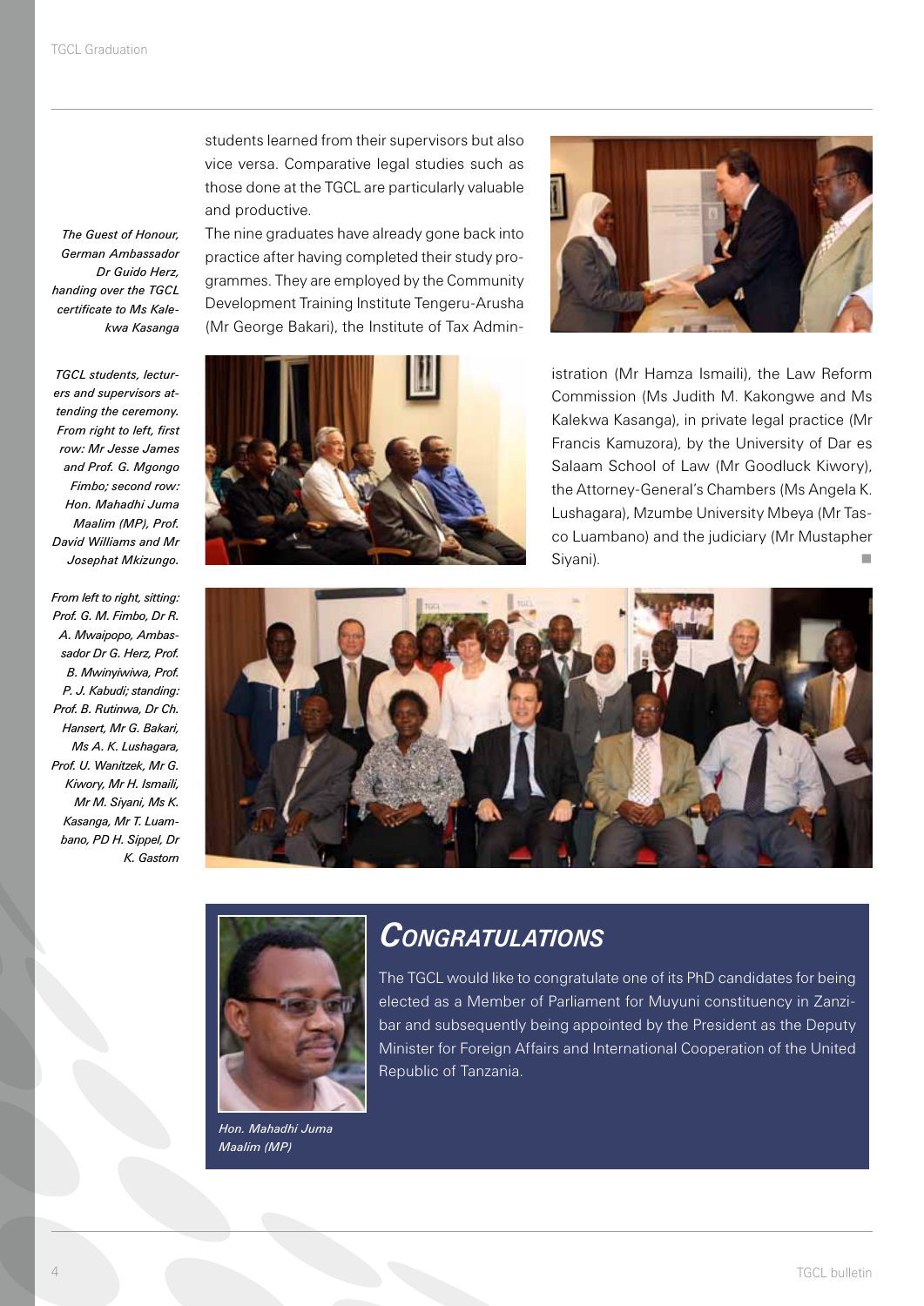students learned from their supervisors but also vice versa. Comparative legal studies such as those done at the TGCL are particularly valuable and productive.

The nine graduates have already gone back into practice after having completed their study programmes. They are employed by the Community Development Training Institute Tengeru-Arusha (Mr George Bakari), the Institute of Tax Administration (Mr Hamza Ismaili), the Law Reform Commission (Ms Judith M. Kakongwe and Ms Kalekwa Kasanga), in private legal practice (Mr Francis Kamuzora), by the University of Dar es Salaam School of Law (Mr Goodluck Kiwory), the Attorney-General's Chambers (Ms Angela K. Lushagara), Mzumbe University Mbeya (Mr Tasco Luambano) and the judiciary (Mr Mustapher Siyani).

*The Guest of Honour, German Ambassador Dr Guido Herz, handing over the TGCL certificate to Ms Kalekwa Kasanga*

*TGCL students, lecturers and supervisors attending the ceremony. From right to left, first row: Mr Jesse James and Prof. G. Mgongo Fimbo; second row: Hon. Mahadhi Juma Maalim (MP), Prof. David Williams and Mr Josephat Mkizungo.*

*From left to right, sitting: Prof. G. M. Fimbo, Dr R. A. Mwaipopo, Ambassador Dr G. Herz, Prof. B. Mwinyiwiwa, Prof. P. J. Kabudi; standing: Prof. B. Rutinwa, Dr Ch. Hansert, Mr G. Bakari, Ms A. K. Lushagara, Prof. U. Wanitzek, Mr G. Kiwory, Mr H. Ismaili, Mr M. Siyani, Ms K. Kasanga, Mr T. Luambano, PD H. Sippel, Dr K. Gastorn*

## *CONGRATULATIONS*

The TGCL would like to congratulate one of its PhD candidates for being elected as a Member of Parliament for Muyuni constituency in Zanzibar and subsequently being appointed by the President as the Deputy Minister for Foreign Affairs and International Cooperation of the United Republic of Tanzania.

*Hon. Mahadhi Juma Maalim (MP)*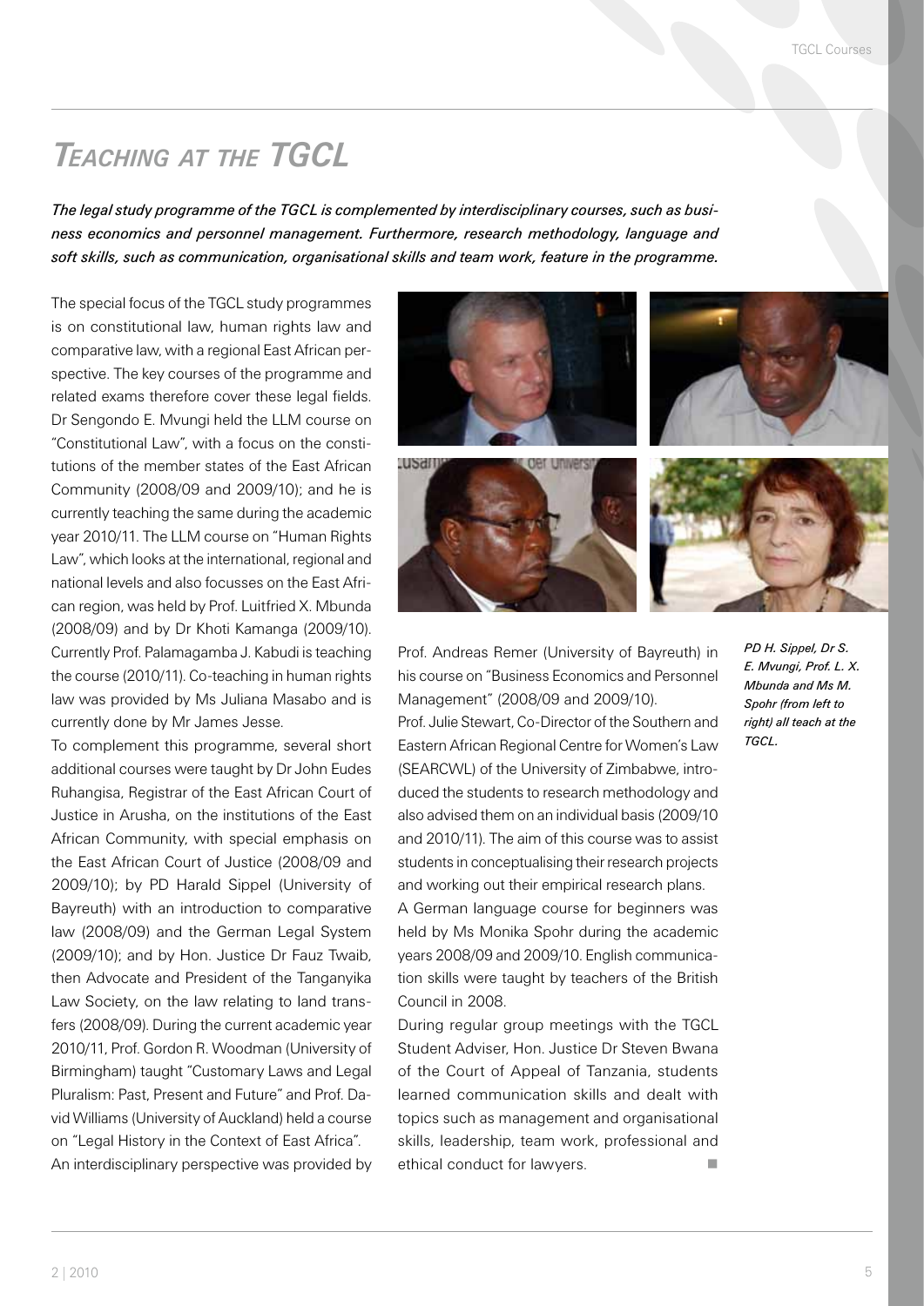# *Teaching at the TGCL*

***The legal study programme of the TGCL is complemented by interdisciplinary courses, such as business economics and personnel management. Furthermore, research methodology, language and soft skills, such as communication, organisational skills and team work, feature in the programme.***

The special focus of the TGCL study programmes is on constitutional law, human rights law and comparative law, with a regional East African perspective. The key courses of the programme and related exams therefore cover these legal fields. Dr Sengondo E. Mvungi held the LLM course on "Constitutional Law", with a focus on the constitutions of the member states of the East African Community (2008/09 and 2009/10); and he is currently teaching the same during the academic year 2010/11. The LLM course on "Human Rights Law", which looks at the international, regional and national levels and also focusses on the East African region, was held by Prof. Luitfried X. Mbunda (2008/09) and by Dr Khoti Kamanga (2009/10). Currently Prof. Palamagamba J. Kabudi is teaching the course (2010/11). Co-teaching in human rights law was provided by Ms Juliana Masabo and is currently done by Mr James Jesse.

To complement this programme, several short additional courses were taught by Dr John Eudes Ruhangisa, Registrar of the East African Court of Justice in Arusha, on the institutions of the East African Community, with special emphasis on the East African Court of Justice (2008/09 and 2009/10); by PD Harald Sippel (University of Bayreuth) with an introduction to comparative law (2008/09) and the German Legal System (2009/10); and by Hon. Justice Dr Fauz Twaib, then Advocate and President of the Tanganyika Law Society, on the law relating to land transfers (2008/09). During the current academic year 2010/11, Prof. Gordon R. Woodman (University of Birmingham) taught "Customary Laws and Legal Pluralism: Past, Present and Future" and Prof. David Williams (University of Auckland) held a course on "Legal History in the Context of East Africa".

An interdisciplinary perspective was provided by Prof. Andreas Remer (University of Bayreuth) in his course on "Business Economics and Personnel Management" (2008/09 and 2009/10).

Prof. Julie Stewart, Co-Director of the Southern and Eastern African Regional Centre for Women's Law (SEARCWL) of the University of Zimbabwe, introduced the students to research methodology and also advised them on an individual basis (2009/10 and 2010/11). The aim of this course was to assist students in conceptualising their research projects and working out their empirical research plans.

A German language course for beginners was held by Ms Monika Spohr during the academic years 2008/09 and 2009/10. English communication skills were taught by teachers of the British Council in 2008.

During regular group meetings with the TGCL Student Adviser, Hon. Justice Dr Steven Bwana of the Court of Appeal of Tanzania, students learned communication skills and dealt with topics such as management and organisational skills, leadership, team work, professional and ethical conduct for lawyers.

*PD H. Sippel, Dr S. E. Mvungi, Prof. L. X. Mbunda and Ms M. Spohr (from left to right) all teach at the TGCL.*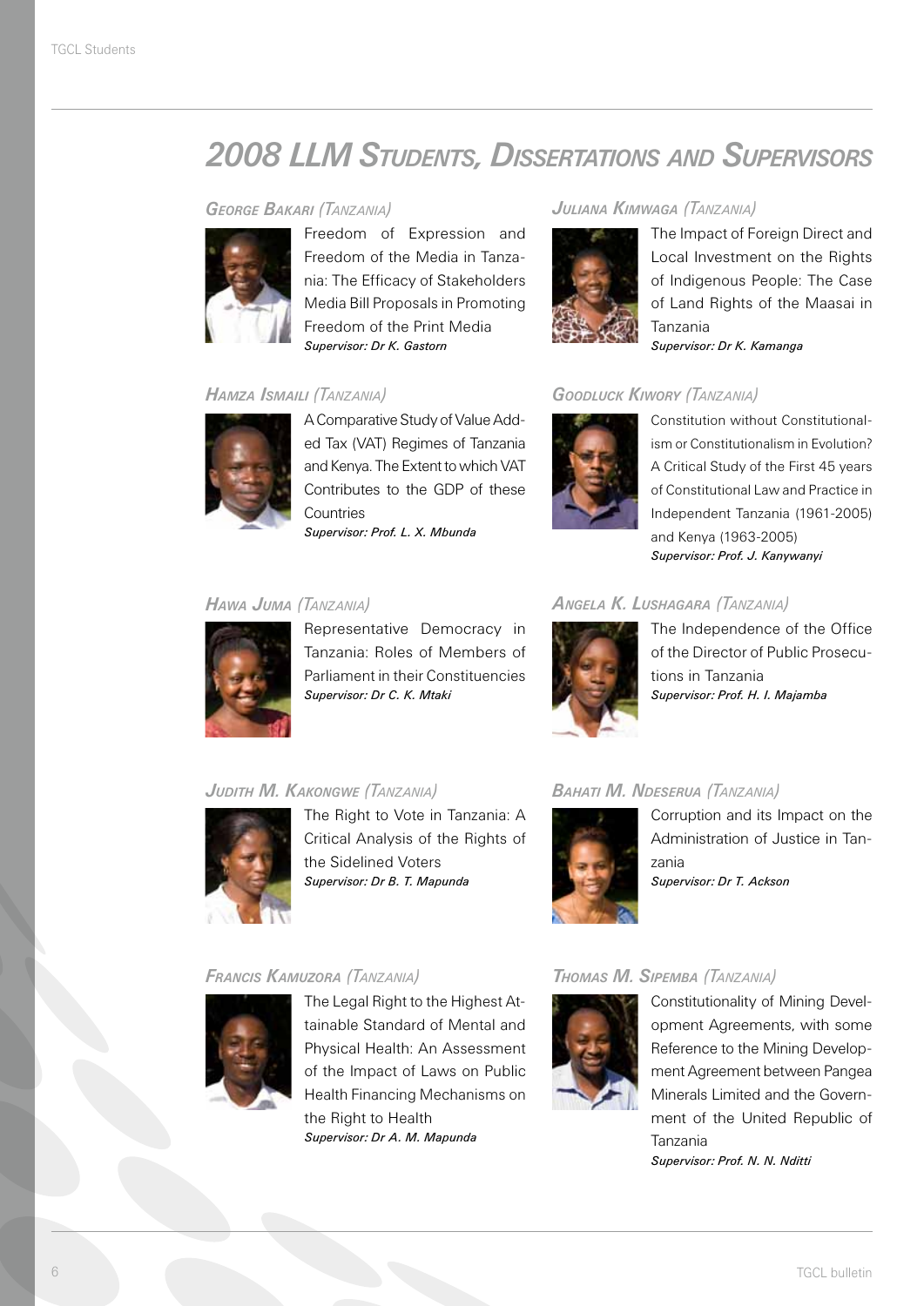# 2008 LLM Students, Dissertations and Supervisors

### George Bakari (Tanzania)

Freedom of Expression and Freedom of the Media in Tanzania: The Efficacy of Stakeholders Media Bill Proposals in Promoting Freedom of the Print Media

***Supervisor: Dr K. Gastorn***

### Hamza Ismaili (Tanzania)

A Comparative Study of Value Added Tax (VAT) Regimes of Tanzania and Kenya. The Extent to which VAT Contributes to the GDP of these Countries

***Supervisor: Prof. L. X. Mbunda***

### Hawa Juma (Tanzania)

Representative Democracy in Tanzania: Roles of Members of Parliament in their Constituencies

***Supervisor: Dr C. K. Mtaki***

### Judith M. Kakongwe (Tanzania)

The Right to Vote in Tanzania: A Critical Analysis of the Rights of the Sidelined Voters

***Supervisor: Dr B. T. Mapunda***

### Francis Kamuzora (Tanzania)

The Legal Right to the Highest Attainable Standard of Mental and Physical Health: An Assessment of the Impact of Laws on Public Health Financing Mechanisms on the Right to Health

***Supervisor: Dr A. M. Mapunda***

### Juliana Kimwaga (Tanzania)

The Impact of Foreign Direct and Local Investment on the Rights of Indigenous People: The Case of Land Rights of the Maasai in Tanzania

***Supervisor: Dr K. Kamanga***

### Goodluck Kiwory (Tanzania)

Constitution without Constitutionalism or Constitutionalism in Evolution? A Critical Study of the First 45 years of Constitutional Law and Practice in Independent Tanzania (1961-2005) and Kenya (1963-2005)

***Supervisor: Prof. J. Kanywanyi***

### Angela K. Lushagara (Tanzania)

The Independence of the Office of the Director of Public Prosecutions in Tanzania

***Supervisor: Prof. H. I. Majamba***

### Bahati M. Ndeserua (Tanzania)

Corruption and its Impact on the Administration of Justice in Tanzania

***Supervisor: Dr T. Ackson***

### Thomas M. Sipemba (Tanzania)

Constitutionality of Mining Development Agreements, with some Reference to the Mining Development Agreement between Pangea Minerals Limited and the Government of the United Republic of Tanzania

***Supervisor: Prof. N. N. Nditti***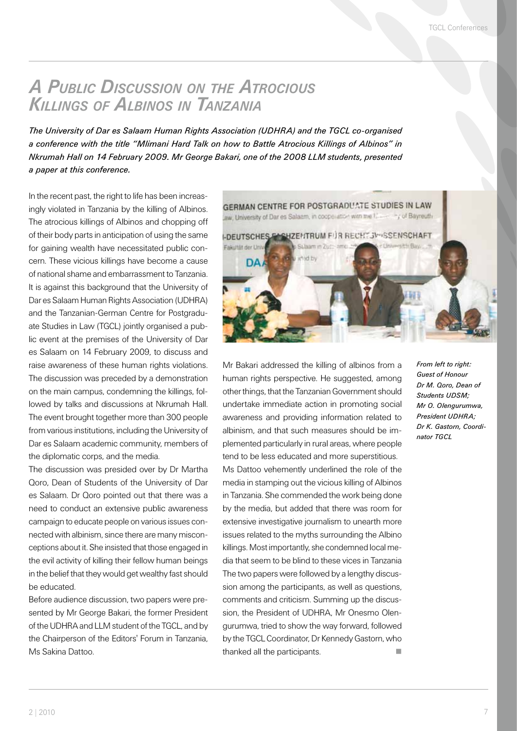# A Public Discussion on the Atrocious Killings of Albinos in Tanzania

*The University of Dar es Salaam Human Rights Association (UDHRA) and the TGCL co-organised a conference with the title "Mlimani Hard Talk on how to Battle Atrocious Killings of Albinos" in Nkrumah Hall on 14 February 2009. Mr George Bakari, one of the 2008 LLM students, presented a paper at this conference.*

In the recent past, the right to life has been increasingly violated in Tanzania by the killing of Albinos. The atrocious killings of Albinos and chopping off of their body parts in anticipation of using the same for gaining wealth have necessitated public concern. These vicious killings have become a cause of national shame and embarrassment to Tanzania. It is against this background that the University of Dar es Salaam Human Rights Association (UDHRA) and the Tanzanian-German Centre for Postgraduate Studies in Law (TGCL) jointly organised a public event at the premises of the University of Dar es Salaam on 14 February 2009, to discuss and raise awareness of these human rights violations. The discussion was preceded by a demonstration on the main campus, condemning the killings, followed by talks and discussions at Nkrumah Hall. The event brought together more than 300 people from various institutions, including the University of Dar es Salaam academic community, members of the diplomatic corps, and the media.

The discussion was presided over by Dr Martha Qoro, Dean of Students of the University of Dar es Salaam. Dr Qoro pointed out that there was a need to conduct an extensive public awareness campaign to educate people on various issues connected with albinism, since there are many misconceptions about it. She insisted that those engaged in the evil activity of killing their fellow human beings in the belief that they would get wealthy fast should be educated.

Before audience discussion, two papers were presented by Mr George Bakari, the former President of the UDHRA and LLM student of the TGCL, and by the Chairperson of the Editors' Forum in Tanzania, Ms Sakina Dattoo.

*From left to right: Guest of Honour Dr M. Qoro, Dean of Students UDSM; Mr O. Olengurumwa, President UDHRA; Dr K. Gastorn, Coordinator TGCL*

Mr Bakari addressed the killing of albinos from a human rights perspective. He suggested, among other things, that the Tanzanian Government should undertake immediate action in promoting social awareness and providing information related to albinism, and that such measures should be implemented particularly in rural areas, where people tend to be less educated and more superstitious.

Ms Dattoo vehemently underlined the role of the media in stamping out the vicious killing of Albinos in Tanzania. She commended the work being done by the media, but added that there was room for extensive investigative journalism to unearth more issues related to the myths surrounding the Albino killings. Most importantly, she condemned local media that seem to be blind to these vices in Tanzania The two papers were followed by a lengthy discussion among the participants, as well as questions, comments and criticism. Summing up the discussion, the President of UDHRA, Mr Onesmo Olengurumwa, tried to show the way forward, followed by the TGCL Coordinator, Dr Kennedy Gastorn, who thanked all the participants.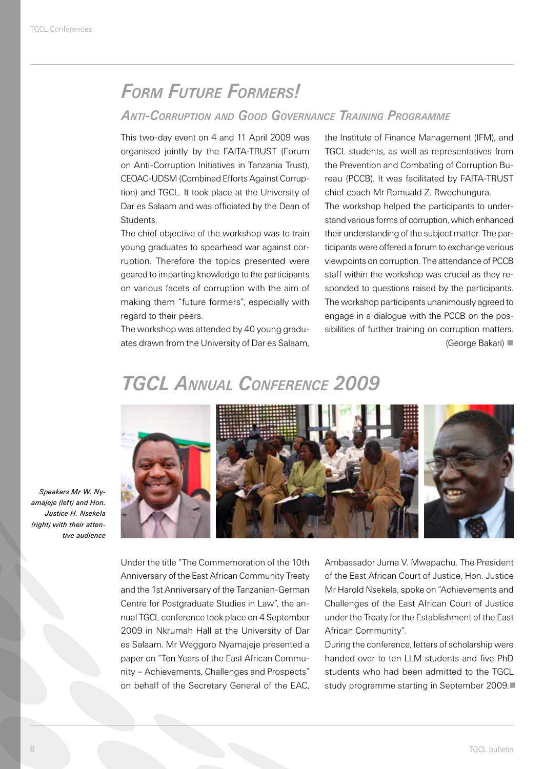# *Form Future Formers!*

## *Anti-Corruption and Good Governance Training Programme*

This two-day event on 4 and 11 April 2009 was organised jointly by the FAITA-TRUST (Forum on Anti-Corruption Initiatives in Tanzania Trust), CEOAC-UDSM (Combined Efforts Against Corruption) and TGCL. It took place at the University of Dar es Salaam and was officiated by the Dean of Students.

The chief objective of the workshop was to train young graduates to spearhead war against corruption. Therefore the topics presented were geared to imparting knowledge to the participants on various facets of corruption with the aim of making them "future formers", especially with regard to their peers.

The workshop was attended by 40 young graduates drawn from the University of Dar es Salaam, the Institute of Finance Management (IFM), and TGCL students, as well as representatives from the Prevention and Combating of Corruption Bureau (PCCB). It was facilitated by FAITA-TRUST chief coach Mr Romuald Z. Rwechungura.

The workshop helped the participants to understand various forms of corruption, which enhanced their understanding of the subject matter. The participants were offered a forum to exchange various viewpoints on corruption. The attendance of PCCB staff within the workshop was crucial as they responded to questions raised by the participants. The workshop participants unanimously agreed to engage in a dialogue with the PCCB on the possibilities of further training on corruption matters.

(George Bakari)

# *TGCL Annual Conference 2009*

*Speakers Mr W. Nyamajeje (left) and Hon. Justice H. Nsekela (right) with their attentive audience*

Under the title "The Commemoration of the 10th Anniversary of the East African Community Treaty and the 1st Anniversary of the Tanzanian-German Centre for Postgraduate Studies in Law", the annual TGCL conference took place on 4 September 2009 in Nkrumah Hall at the University of Dar es Salaam. Mr Weggoro Nyamajeje presented a paper on "Ten Years of the East African Community – Achievements, Challenges and Prospects" on behalf of the Secretary General of the EAC, Ambassador Juma V. Mwapachu. The President of the East African Court of Justice, Hon. Justice Mr Harold Nsekela, spoke on "Achievements and Challenges of the East African Court of Justice under the Treaty for the Establishment of the East African Community".

During the conference, letters of scholarship were handed over to ten LLM students and five PhD students who had been admitted to the TGCL study programme starting in September 2009.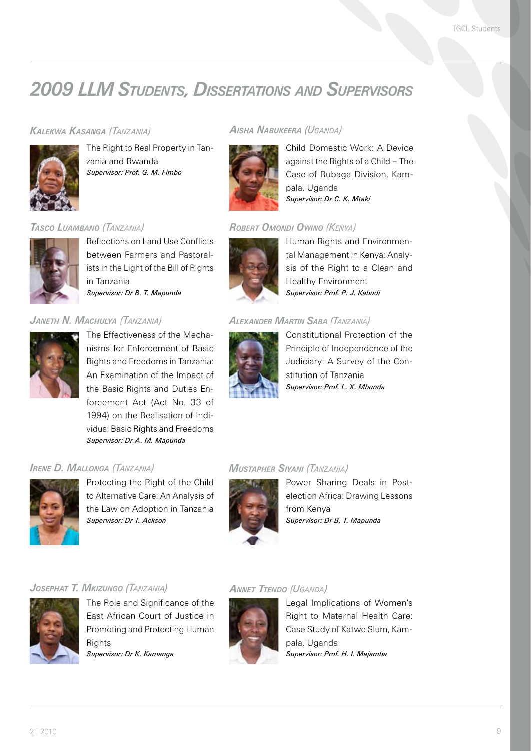## 2009 LLM Students, Dissertations and Supervisors

### *Kalekwa Kasanga (Tanzania)*

The Right to Real Property in Tanzania and Rwanda
***Supervisor: Prof. G. M. Fimbo***

### *Tasco Luambano (Tanzania)*

Reflections on Land Use Conflicts between Farmers and Pastoralists in the Light of the Bill of Rights in Tanzania
***Supervisor: Dr B. T. Mapunda***

### *Janeth N. Machulya (Tanzania)*

The Effectiveness of the Mechanisms for Enforcement of Basic Rights and Freedoms in Tanzania: An Examination of the Impact of the Basic Rights and Duties Enforcement Act (Act No. 33 of 1994) on the Realisation of Individual Basic Rights and Freedoms
***Supervisor: Dr A. M. Mapunda***

### *Irene D. Mallonga (Tanzania)*

Protecting the Right of the Child to Alternative Care: An Analysis of the Law on Adoption in Tanzania
***Supervisor: Dr T. Ackson***

### *Josephat T. Mkizungo (Tanzania)*

The Role and Significance of the East African Court of Justice in Promoting and Protecting Human Rights
***Supervisor: Dr K. Kamanga***

### *Aisha Nabukeera (Uganda)*

Child Domestic Work: A Device against the Rights of a Child – The Case of Rubaga Division, Kampala, Uganda
***Supervisor: Dr C. K. Mtaki***

### *Robert Omondi Owino (Kenya)*

Human Rights and Environmental Management in Kenya: Analysis of the Right to a Clean and Healthy Environment
***Supervisor: Prof. P. J. Kabudi***

### *Alexander Martin Saba (Tanzania)*

Constitutional Protection of the Principle of Independence of the Judiciary: A Survey of the Constitution of Tanzania
***Supervisor: Prof. L. X. Mbunda***

### *Mustapher Siyani (Tanzania)*

Power Sharing Deals in Post-election Africa: Drawing Lessons from Kenya
***Supervisor: Dr B. T. Mapunda***

### *Annet Ttendo (Uganda)*

Legal Implications of Women's Right to Maternal Health Care: Case Study of Katwe Slum, Kampala, Uganda
***Supervisor: Prof. H. I. Majamba***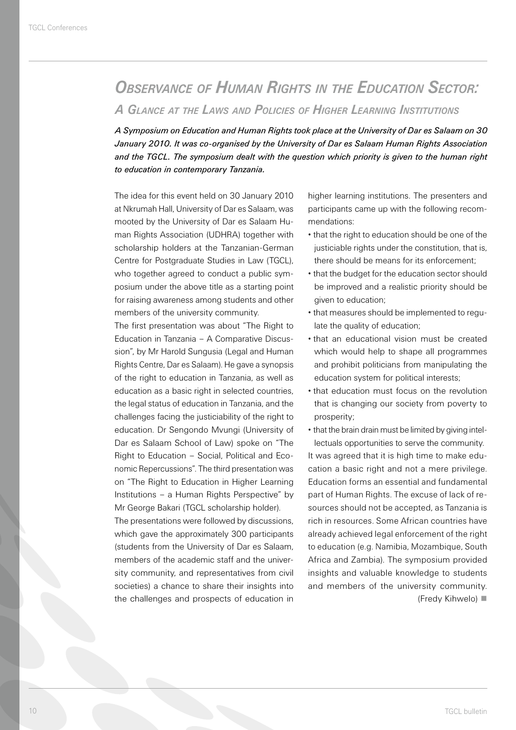# *Observance of Human Rights in the Education Sector:*

## *A Glance at the Laws and Policies of Higher Learning Institutions*

***A Symposium on Education and Human Rights took place at the University of Dar es Salaam on 30 January 2010. It was co-organised by the University of Dar es Salaam Human Rights Association and the TGCL. The symposium dealt with the question which priority is given to the human right to education in contemporary Tanzania.***

The idea for this event held on 30 January 2010 at Nkrumah Hall, University of Dar es Salaam, was mooted by the University of Dar es Salaam Human Rights Association (UDHRA) together with scholarship holders at the Tanzanian-German Centre for Postgraduate Studies in Law (TGCL), who together agreed to conduct a public symposium under the above title as a starting point for raising awareness among students and other members of the university community.

The first presentation was about "The Right to Education in Tanzania – A Comparative Discussion", by Mr Harold Sungusia (Legal and Human Rights Centre, Dar es Salaam). He gave a synopsis of the right to education in Tanzania, as well as education as a basic right in selected countries, the legal status of education in Tanzania, and the challenges facing the justiciability of the right to education. Dr Sengondo Mvungi (University of Dar es Salaam School of Law) spoke on "The Right to Education – Social, Political and Economic Repercussions". The third presentation was on "The Right to Education in Higher Learning Institutions – a Human Rights Perspective" by Mr George Bakari (TGCL scholarship holder).

The presentations were followed by discussions, which gave the approximately 300 participants (students from the University of Dar es Salaam, members of the academic staff and the university community, and representatives from civil societies) a chance to share their insights into the challenges and prospects of education in higher learning institutions. The presenters and participants came up with the following recommendations:

- that the right to education should be one of the justiciable rights under the constitution, that is, there should be means for its enforcement;
- that the budget for the education sector should be improved and a realistic priority should be given to education;
- that measures should be implemented to regulate the quality of education;
- that an educational vision must be created which would help to shape all programmes and prohibit politicians from manipulating the education system for political interests;
- that education must focus on the revolution that is changing our society from poverty to prosperity;
- that the brain drain must be limited by giving intellectuals opportunities to serve the community.

It was agreed that it is high time to make education a basic right and not a mere privilege. Education forms an essential and fundamental part of Human Rights. The excuse of lack of resources should not be accepted, as Tanzania is rich in resources. Some African countries have already achieved legal enforcement of the right to education (e.g. Namibia, Mozambique, South Africa and Zambia). The symposium provided insights and valuable knowledge to students and members of the university community.

(Fredy Kihwelo) ■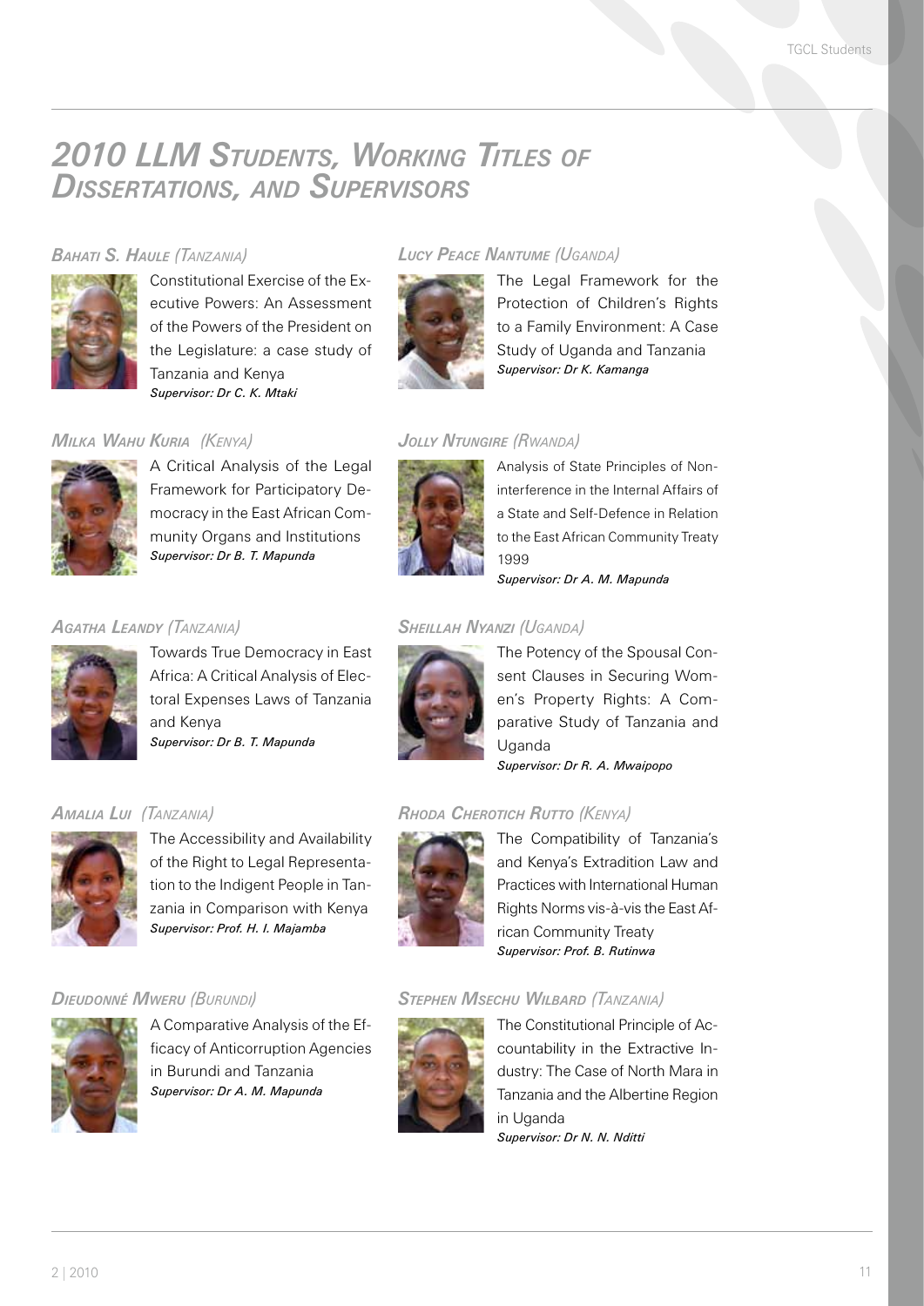# 2010 LLM Students, Working Titles of Dissertations, and Supervisors

### Bahati S. Haule (Tanzania)

Constitutional Exercise of the Executive Powers: An Assessment of the Powers of the President on the Legislature: a case study of Tanzania and Kenya

*Supervisor: Dr C. K. Mtaki*

### Milka Wahu Kuria (Kenya)

A Critical Analysis of the Legal Framework for Participatory Democracy in the East African Community Organs and Institutions

*Supervisor: Dr B. T. Mapunda*

### Agatha Leandy (Tanzania)

Towards True Democracy in East Africa: A Critical Analysis of Electoral Expenses Laws of Tanzania and Kenya

*Supervisor: Dr B. T. Mapunda*

### Amalia Lui (Tanzania)

The Accessibility and Availability of the Right to Legal Representation to the Indigent People in Tanzania in Comparison with Kenya

*Supervisor: Prof. H. I. Majamba*

### Dieudonné Mweru (Burundi)

A Comparative Analysis of the Efficacy of Anticorruption Agencies in Burundi and Tanzania

*Supervisor: Dr A. M. Mapunda*

### Lucy Peace Nantume (Uganda)

The Legal Framework for the Protection of Children's Rights to a Family Environment: A Case Study of Uganda and Tanzania

*Supervisor: Dr K. Kamanga*

### Jolly Ntungire (Rwanda)

Analysis of State Principles of Non-interference in the Internal Affairs of a State and Self-Defence in Relation to the East African Community Treaty 1999

*Supervisor: Dr A. M. Mapunda*

### Sheillah Nyanzi (Uganda)

The Potency of the Spousal Consent Clauses in Securing Women's Property Rights: A Comparative Study of Tanzania and Uganda

*Supervisor: Dr R. A. Mwaipopo*

### Rhoda Cherotich Rutto (Kenya)

The Compatibility of Tanzania's and Kenya's Extradition Law and Practices with International Human Rights Norms vis-à-vis the East African Community Treaty

*Supervisor: Prof. B. Rutinwa*

### Stephen Msechu Wilbard (Tanzania)

The Constitutional Principle of Accountability in the Extractive Industry: The Case of North Mara in Tanzania and the Albertine Region in Uganda

*Supervisor: Dr N. N. Nditti*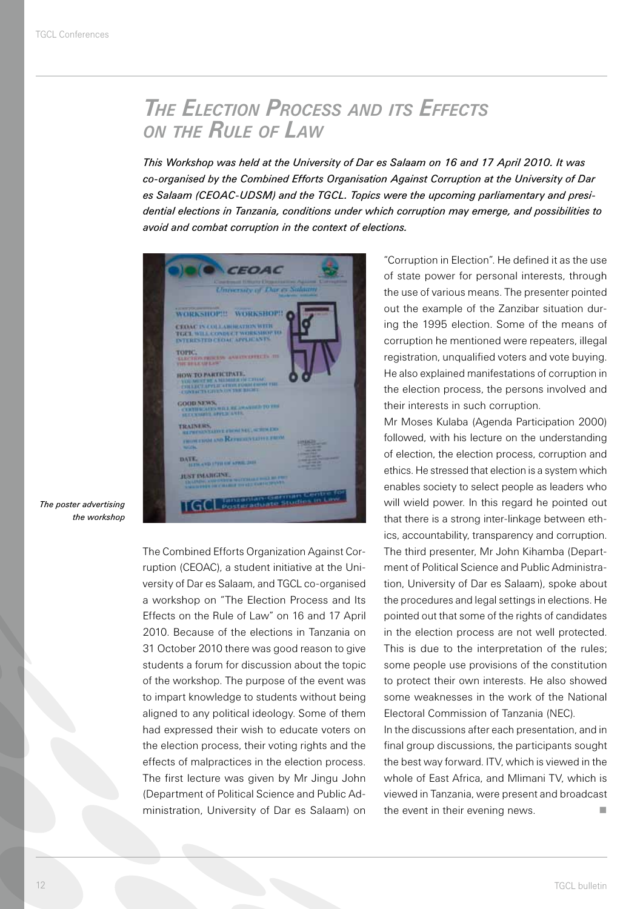# The Election Process and its Effects on the Rule of Law

*This Workshop was held at the University of Dar es Salaam on 16 and 17 April 2010. It was co-organised by the Combined Efforts Organisation Against Corruption at the University of Dar es Salaam (CEOAC-UDSM) and the TGCL. Topics were the upcoming parliamentary and presidential elections in Tanzania, conditions under which corruption may emerge, and possibilities to avoid and combat corruption in the context of elections.*

*The poster advertising the workshop*

The Combined Efforts Organization Against Corruption (CEOAC), a student initiative at the University of Dar es Salaam, and TGCL co-organised a workshop on "The Election Process and Its Effects on the Rule of Law" on 16 and 17 April 2010. Because of the elections in Tanzania on 31 October 2010 there was good reason to give students a forum for discussion about the topic of the workshop. The purpose of the event was to impart knowledge to students without being aligned to any political ideology. Some of them had expressed their wish to educate voters on the election process, their voting rights and the effects of malpractices in the election process. The first lecture was given by Mr Jingu John (Department of Political Science and Public Administration, University of Dar es Salaam) on "Corruption in Election". He defined it as the use of state power for personal interests, through the use of various means. The presenter pointed out the example of the Zanzibar situation during the 1995 election. Some of the means of corruption he mentioned were repeaters, illegal registration, unqualified voters and vote buying. He also explained manifestations of corruption in the election process, the persons involved and their interests in such corruption.

Mr Moses Kulaba (Agenda Participation 2000) followed, with his lecture on the understanding of election, the election process, corruption and ethics. He stressed that election is a system which enables society to select people as leaders who will wield power. In this regard he pointed out that there is a strong inter-linkage between ethics, accountability, transparency and corruption. The third presenter, Mr John Kihamba (Department of Political Science and Public Administration, University of Dar es Salaam), spoke about the procedures and legal settings in elections. He pointed out that some of the rights of candidates in the election process are not well protected. This is due to the interpretation of the rules; some people use provisions of the constitution to protect their own interests. He also showed some weaknesses in the work of the National Electoral Commission of Tanzania (NEC).

In the discussions after each presentation, and in final group discussions, the participants sought the best way forward. ITV, which is viewed in the whole of East Africa, and Mlimani TV, which is viewed in Tanzania, were present and broadcast the event in their evening news.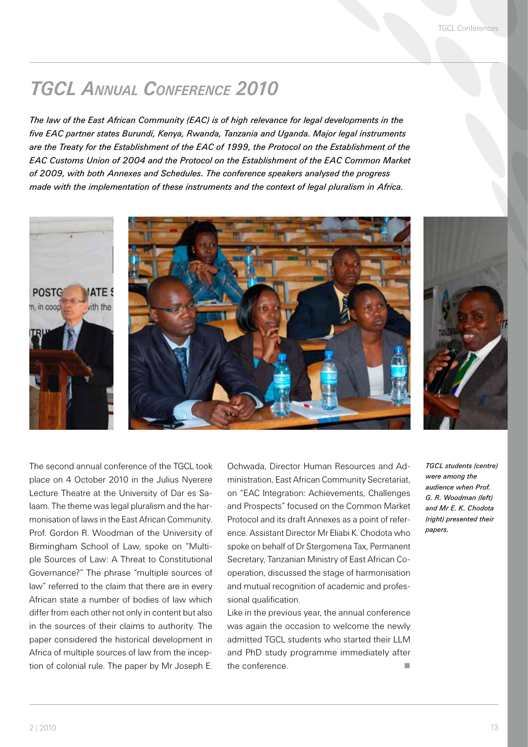# TGCL Annual Conference 2010

*The law of the East African Community (EAC) is of high relevance for legal developments in the five EAC partner states Burundi, Kenya, Rwanda, Tanzania and Uganda. Major legal instruments are the Treaty for the Establishment of the EAC of 1999, the Protocol on the Establishment of the EAC Customs Union of 2004 and the Protocol on the Establishment of the EAC Common Market of 2009, with both Annexes and Schedules. The conference speakers analysed the progress made with the implementation of these instruments and the context of legal pluralism in Africa.*

*TGCL students (centre) were among the audience when Prof. G. R. Woodman (left) and Mr E. K. Chodota (right) presented their papers.*

The second annual conference of the TGCL took place on 4 October 2010 in the Julius Nyerere Lecture Theatre at the University of Dar es Salaam. The theme was legal pluralism and the harmonisation of laws in the East African Community. Prof. Gordon R. Woodman of the University of Birmingham School of Law, spoke on "Multiple Sources of Law: A Threat to Constitutional Governance?" The phrase "multiple sources of law" referred to the claim that there are in every African state a number of bodies of law which differ from each other not only in content but also in the sources of their claims to authority. The paper considered the historical development in Africa of multiple sources of law from the inception of colonial rule. The paper by Mr Joseph E. Ochwada, Director Human Resources and Administration, East African Community Secretariat, on "EAC Integration: Achievements, Challenges and Prospects" focused on the Common Market Protocol and its draft Annexes as a point of reference. Assistant Director Mr Eliabi K. Chodota who spoke on behalf of Dr Stergomena Tax, Permanent Secretary, Tanzanian Ministry of East African Cooperation, discussed the stage of harmonisation and mutual recognition of academic and professional qualification.

Like in the previous year, the annual conference was again the occasion to welcome the newly admitted TGCL students who started their LLM and PhD study programme immediately after the conference.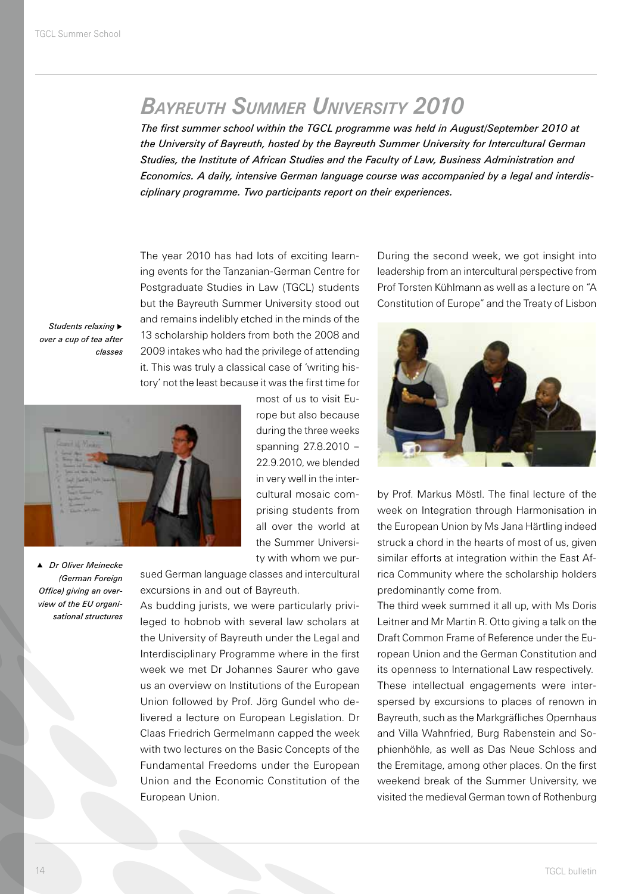# *Bayreuth Summer University 2010*

*The first summer school within the TGCL programme was held in August/September 2010 at the University of Bayreuth, hosted by the Bayreuth Summer University for Intercultural German Studies, the Institute of African Studies and the Faculty of Law, Business Administration and Economics. A daily, intensive German language course was accompanied by a legal and interdisciplinary programme. Two participants report on their experiences.*

The year 2010 has had lots of exciting learning events for the Tanzanian-German Centre for Postgraduate Studies in Law (TGCL) students but the Bayreuth Summer University stood out and remains indelibly etched in the minds of the 13 scholarship holders from both the 2008 and 2009 intakes who had the privilege of attending it. This was truly a classical case of 'writing history' not the least because it was the first time for most of us to visit Europe but also because during the three weeks spanning 27.8.2010 – 22.9.2010, we blended in very well in the intercultural mosaic comprising students from all over the world at the Summer University with whom we pursued German language classes and intercultural excursions in and out of Bayreuth.

*Students relaxing over a cup of tea after classes*

*Dr Oliver Meinecke (German Foreign Office) giving an overview of the EU organisational structures*

As budding jurists, we were particularly privileged to hobnob with several law scholars at the University of Bayreuth under the Legal and Interdisciplinary Programme where in the first week we met Dr Johannes Saurer who gave us an overview on Institutions of the European Union followed by Prof. Jörg Gundel who delivered a lecture on European Legislation. Dr Claas Friedrich Germelmann capped the week with two lectures on the Basic Concepts of the Fundamental Freedoms under the European Union and the Economic Constitution of the European Union.

During the second week, we got insight into leadership from an intercultural perspective from Prof Torsten Kühlmann as well as a lecture on "A Constitution of Europe" and the Treaty of Lisbon by Prof. Markus Möstl. The final lecture of the week on Integration through Harmonisation in the European Union by Ms Jana Härtling indeed struck a chord in the hearts of most of us, given similar efforts at integration within the East Africa Community where the scholarship holders predominantly come from.

The third week summed it all up, with Ms Doris Leitner and Mr Martin R. Otto giving a talk on the Draft Common Frame of Reference under the European Union and the German Constitution and its openness to International Law respectively.

These intellectual engagements were interspersed by excursions to places of renown in Bayreuth, such as the Markgräfliches Opernhaus and Villa Wahnfried, Burg Rabenstein and Sophienhöhle, as well as Das Neue Schloss and the Eremitage, among other places. On the first weekend break of the Summer University, we visited the medieval German town of Rothenburg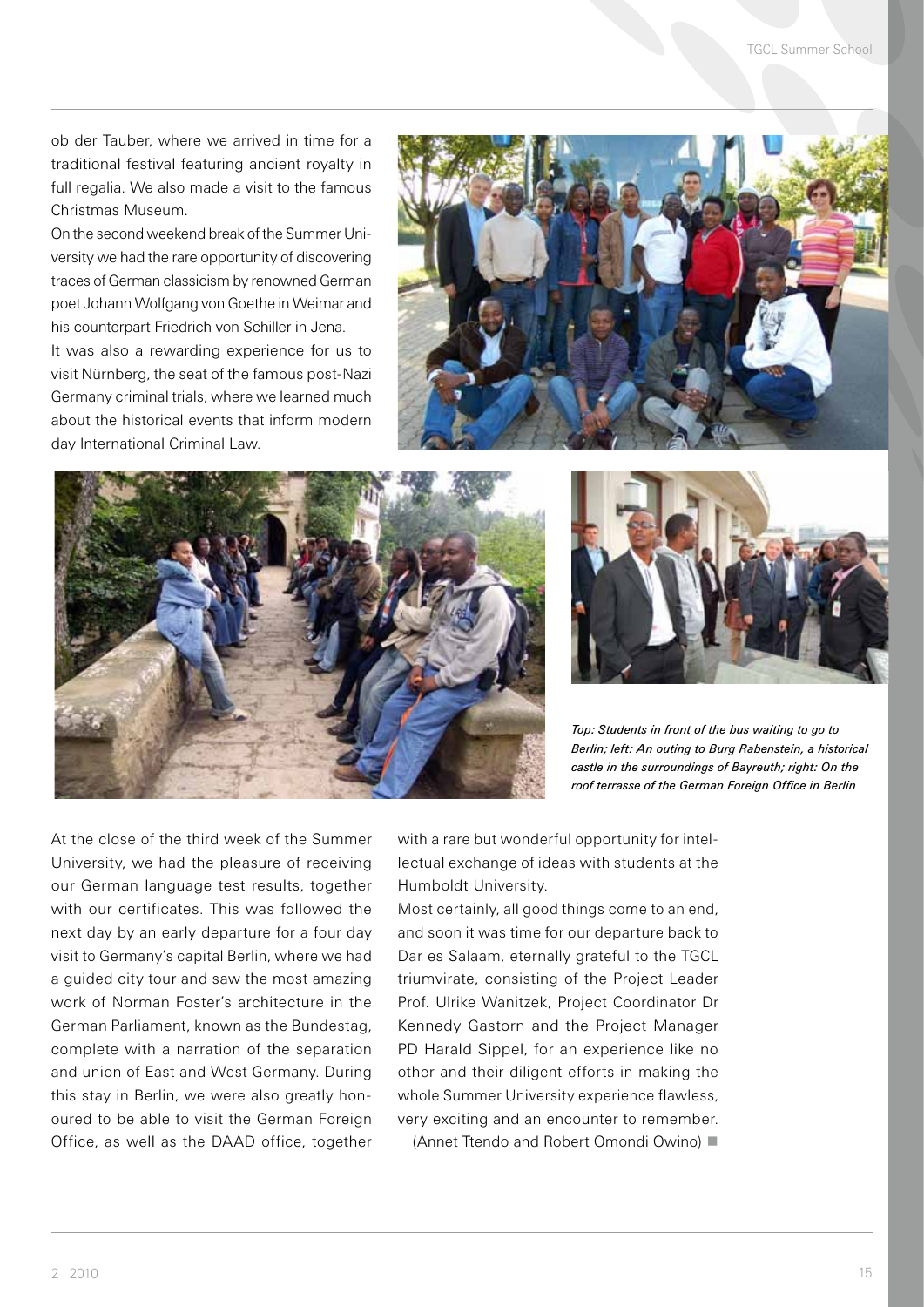ob der Tauber, where we arrived in time for a traditional festival featuring ancient royalty in full regalia. We also made a visit to the famous Christmas Museum.

On the second weekend break of the Summer University we had the rare opportunity of discovering traces of German classicism by renowned German poet Johann Wolfgang von Goethe in Weimar and his counterpart Friedrich von Schiller in Jena.

It was also a rewarding experience for us to visit Nürnberg, the seat of the famous post-Nazi Germany criminal trials, where we learned much about the historical events that inform modern day International Criminal Law.

*Top: Students in front of the bus waiting to go to Berlin; left: An outing to Burg Rabenstein, a historical castle in the surroundings of Bayreuth; right: On the roof terrasse of the German Foreign Office in Berlin*

At the close of the third week of the Summer University, we had the pleasure of receiving our German language test results, together with our certificates. This was followed the next day by an early departure for a four day visit to Germany's capital Berlin, where we had a guided city tour and saw the most amazing work of Norman Foster's architecture in the German Parliament, known as the Bundestag, complete with a narration of the separation and union of East and West Germany. During this stay in Berlin, we were also greatly honoured to be able to visit the German Foreign Office, as well as the DAAD office, together with a rare but wonderful opportunity for intellectual exchange of ideas with students at the Humboldt University.

Most certainly, all good things come to an end, and soon it was time for our departure back to Dar es Salaam, eternally grateful to the TGCL triumvirate, consisting of the Project Leader Prof. Ulrike Wanitzek, Project Coordinator Dr Kennedy Gastorn and the Project Manager PD Harald Sippel, for an experience like no other and their diligent efforts in making the whole Summer University experience flawless, very exciting and an encounter to remember.

(Annet Ttendo and Robert Omondi Owino) ■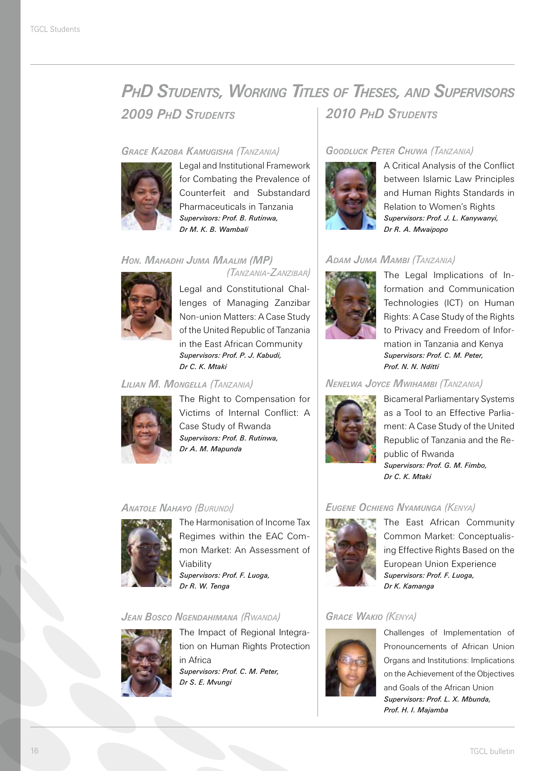# PhD Students, Working Titles of Theses, and Supervisors

## 2009 PhD Students

### Grace Kazoba Kamugisha (Tanzania)

Legal and Institutional Framework for Combating the Prevalence of Counterfeit and Substandard Pharmaceuticals in Tanzania

*Supervisors: Prof. B. Rutinwa, Dr M. K. B. Wambali*

### Hon. Mahadhi Juma Maalim (MP) (Tanzania-Zanzibar)

Legal and Constitutional Challenges of Managing Zanzibar Non-union Matters: A Case Study of the United Republic of Tanzania in the East African Community

*Supervisors: Prof. P. J. Kabudi, Dr C. K. Mtaki*

### Lilian M. Mongella (Tanzania)

The Right to Compensation for Victims of Internal Conflict: A Case Study of Rwanda

*Supervisors: Prof. B. Rutinwa, Dr A. M. Mapunda*

### Anatole Nahayo (Burundi)

The Harmonisation of Income Tax Regimes within the EAC Common Market: An Assessment of Viability

*Supervisors: Prof. F. Luoga, Dr R. W. Tenga*

### Jean Bosco Ngendahimana (Rwanda)

The Impact of Regional Integration on Human Rights Protection in Africa

*Supervisors: Prof. C. M. Peter, Dr S. E. Mvungi*

## 2010 PhD Students

### Goodluck Peter Chuwa (Tanzania)

A Critical Analysis of the Conflict between Islamic Law Principles and Human Rights Standards in Relation to Women's Rights

*Supervisors: Prof. J. L. Kanywanyi, Dr R. A. Mwaipopo*

### Adam Juma Mambi (Tanzania)

The Legal Implications of Information and Communication Technologies (ICT) on Human Rights: A Case Study of the Rights to Privacy and Freedom of Information in Tanzania and Kenya

*Supervisors: Prof. C. M. Peter, Prof. N. N. Nditti*

### Nenelwa Joyce Mwihambi (Tanzania)

Bicameral Parliamentary Systems as a Tool to an Effective Parliament: A Case Study of the United Republic of Tanzania and the Republic of Rwanda

*Supervisors: Prof. G. M. Fimbo, Dr C. K. Mtaki*

### Eugene Ochieng Nyamunga (Kenya)

The East African Community Common Market: Conceptualising Effective Rights Based on the European Union Experience

*Supervisors: Prof. F. Luoga, Dr K. Kamanga*

### Grace Wakio (Kenya)

Challenges of Implementation of Pronouncements of African Union Organs and Institutions: Implications on the Achievement of the Objectives and Goals of the African Union

*Supervisors: Prof. L. X. Mbunda, Prof. H. I. Majamba*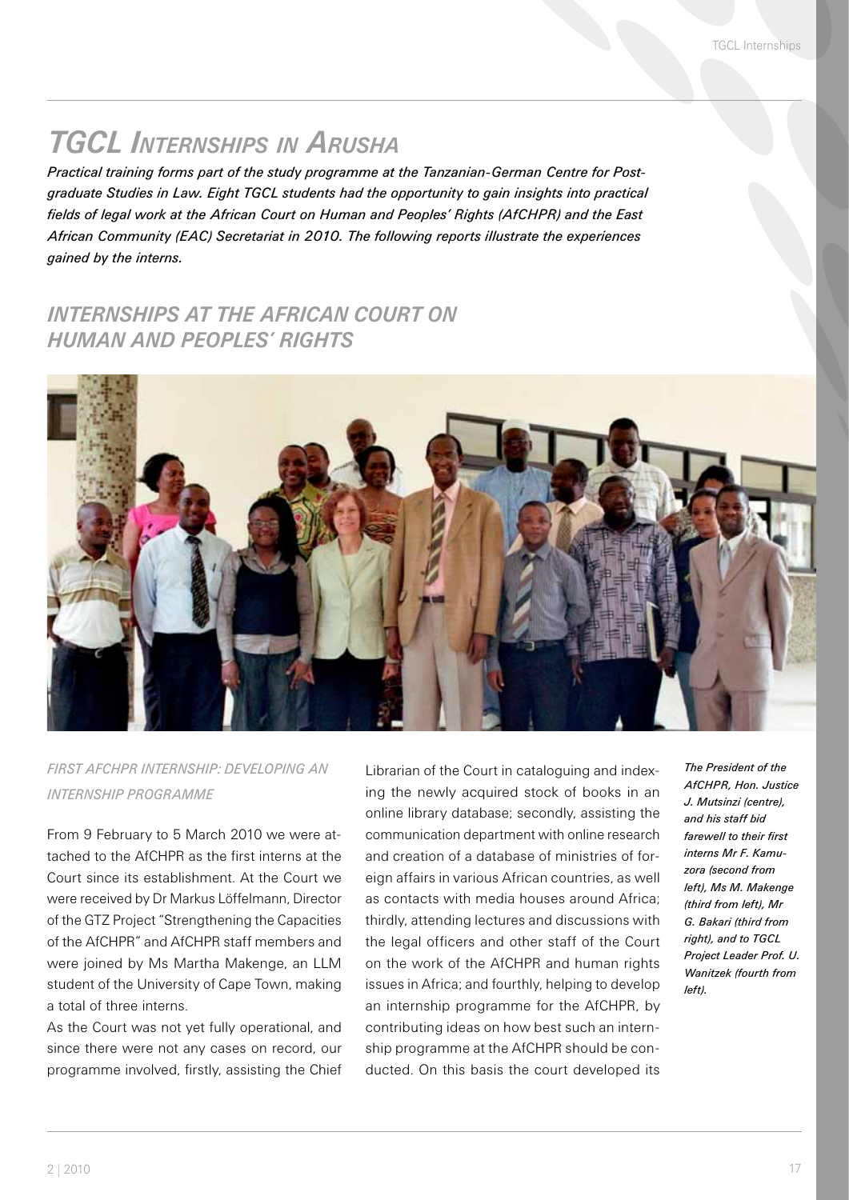# *TGCL Internships in Arusha*

*Practical training forms part of the study programme at the Tanzanian-German Centre for Postgraduate Studies in Law. Eight TGCL students had the opportunity to gain insights into practical fields of legal work at the African Court on Human and Peoples' Rights (AfCHPR) and the East African Community (EAC) Secretariat in 2010. The following reports illustrate the experiences gained by the interns.*

## *Internships at the African Court on Human and Peoples' Rights*

*The President of the AfCHPR, Hon. Justice J. Mutsinzi (centre), and his staff bid farewell to their first interns Mr F. Kamuzora (second from left), Ms M. Makenge (third from left), Mr G. Bakari (third from right), and to TGCL Project Leader Prof. U. Wanitzek (fourth from left).*

### *First AfCHPR Internship: Developing an Internship Programme*

From 9 February to 5 March 2010 we were attached to the AfCHPR as the first interns at the Court since its establishment. At the Court we were received by Dr Markus Löffelmann, Director of the GTZ Project "Strengthening the Capacities of the AfCHPR" and AfCHPR staff members and were joined by Ms Martha Makenge, an LLM student of the University of Cape Town, making a total of three interns.

As the Court was not yet fully operational, and since there were not any cases on record, our programme involved, firstly, assisting the Chief Librarian of the Court in cataloguing and indexing the newly acquired stock of books in an online library database; secondly, assisting the communication department with online research and creation of a database of ministries of foreign affairs in various African countries, as well as contacts with media houses around Africa; thirdly, attending lectures and discussions with the legal officers and other staff of the Court on the work of the AfCHPR and human rights issues in Africa; and fourthly, helping to develop an internship programme for the AfCHPR, by contributing ideas on how best such an internship programme at the AfCHPR should be conducted. On this basis the court developed its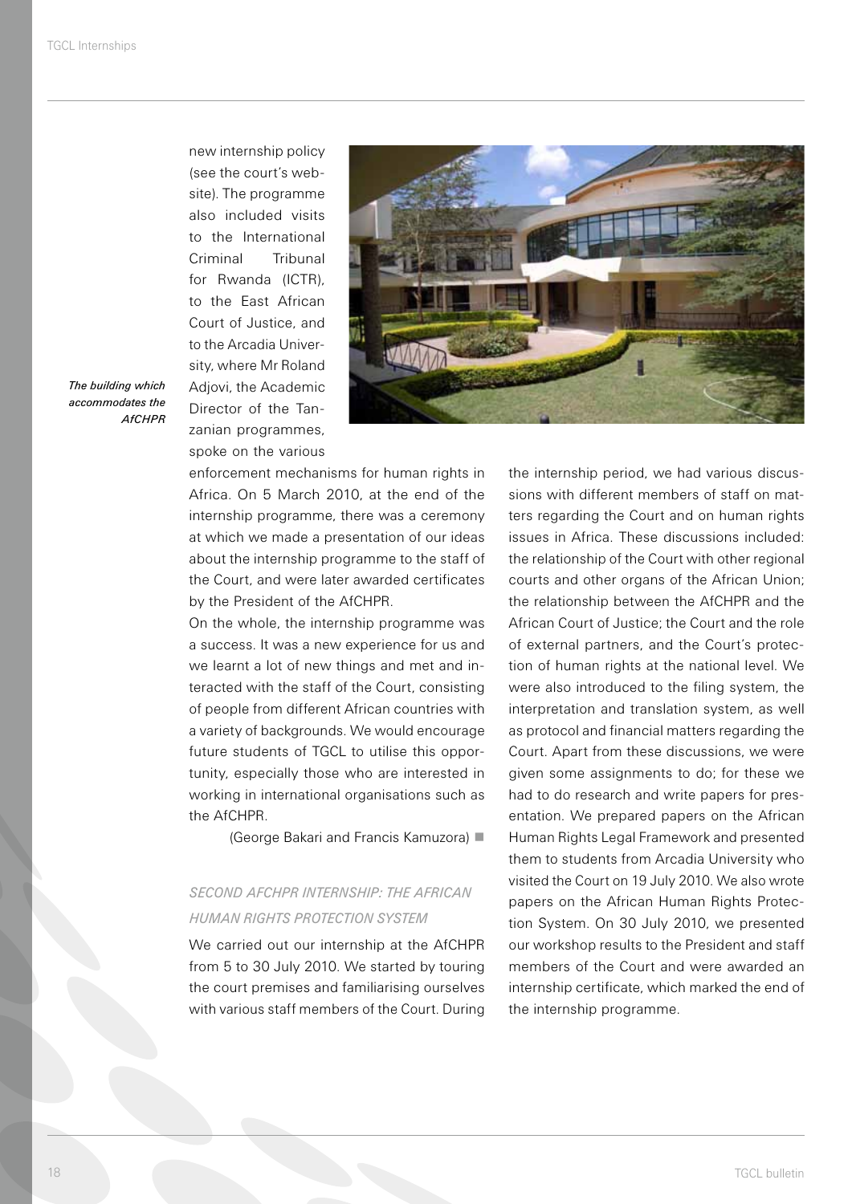new internship policy (see the court's website). The programme also included visits to the International Criminal Tribunal for Rwanda (ICTR), to the East African Court of Justice, and to the Arcadia University, where Mr Roland Adjovi, the Academic Director of the Tanzanian programmes, spoke on the various enforcement mechanisms for human rights in Africa. On 5 March 2010, at the end of the internship programme, there was a ceremony at which we made a presentation of our ideas about the internship programme to the staff of the Court, and were later awarded certificates by the President of the AfCHPR.

*The building which accommodates the AfCHPR*

On the whole, the internship programme was a success. It was a new experience for us and we learnt a lot of new things and met and interacted with the staff of the Court, consisting of people from different African countries with a variety of backgrounds. We would encourage future students of TGCL to utilise this opportunity, especially those who are interested in working in international organisations such as the AfCHPR.

(George Bakari and Francis Kamuzora) ■

### *SECOND AFCHPR INTERNSHIP: THE AFRICAN HUMAN RIGHTS PROTECTION SYSTEM*

We carried out our internship at the AfCHPR from 5 to 30 July 2010. We started by touring the court premises and familiarising ourselves with various staff members of the Court. During the internship period, we had various discussions with different members of staff on matters regarding the Court and on human rights issues in Africa. These discussions included: the relationship of the Court with other regional courts and other organs of the African Union; the relationship between the AfCHPR and the African Court of Justice; the Court and the role of external partners, and the Court's protection of human rights at the national level. We were also introduced to the filing system, the interpretation and translation system, as well as protocol and financial matters regarding the Court. Apart from these discussions, we were given some assignments to do; for these we had to do research and write papers for presentation. We prepared papers on the African Human Rights Legal Framework and presented them to students from Arcadia University who visited the Court on 19 July 2010. We also wrote papers on the African Human Rights Protection System. On 30 July 2010, we presented our workshop results to the President and staff members of the Court and were awarded an internship certificate, which marked the end of the internship programme.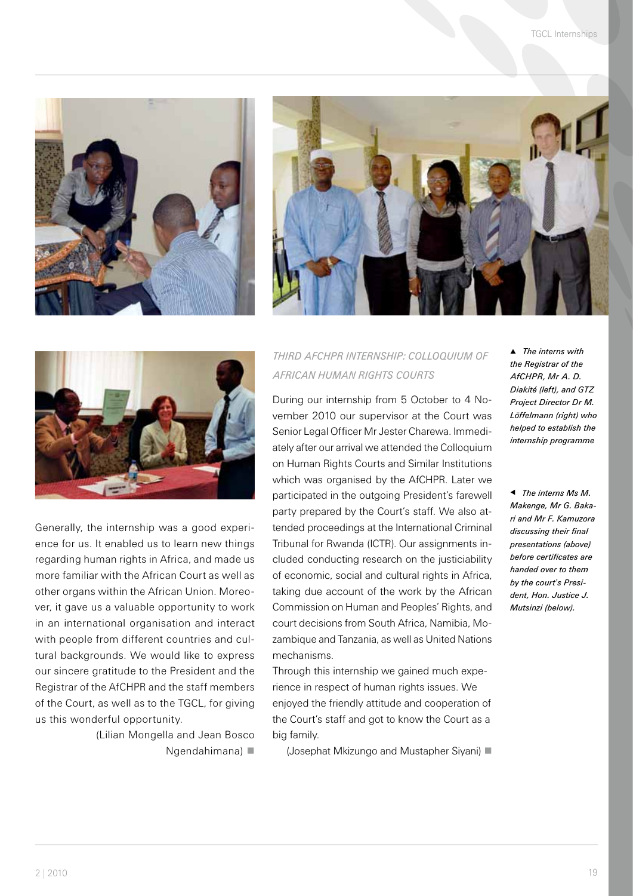Generally, the internship was a good experience for us. It enabled us to learn new things regarding human rights in Africa, and made us more familiar with the African Court as well as other organs within the African Union. Moreover, it gave us a valuable opportunity to work in an international organisation and interact with people from different countries and cultural backgrounds. We would like to express our sincere gratitude to the President and the Registrar of the AfCHPR and the staff members of the Court, as well as to the TGCL, for giving us this wonderful opportunity.

(Lilian Mongella and Jean Bosco Ngendahimana) ■

### *Third AfCHPR Internship: Colloquium of African Human Rights Courts*

During our internship from 5 October to 4 November 2010 our supervisor at the Court was Senior Legal Officer Mr Jester Charewa. Immediately after our arrival we attended the Colloquium on Human Rights Courts and Similar Institutions which was organised by the AfCHPR. Later we participated in the outgoing President's farewell party prepared by the Court's staff. We also attended proceedings at the International Criminal Tribunal for Rwanda (ICTR). Our assignments included conducting research on the justiciability of economic, social and cultural rights in Africa, taking due account of the work by the African Commission on Human and Peoples' Rights, and court decisions from South Africa, Namibia, Mozambique and Tanzania, as well as United Nations mechanisms.

Through this internship we gained much experience in respect of human rights issues. We enjoyed the friendly attitude and cooperation of the Court's staff and got to know the Court as a big family.

(Josephat Mkizungo and Mustapher Siyani) ■

▲ *The interns with the Registrar of the AfCHPR, Mr A. D. Diakité (left), and GTZ Project Director Dr M. Löffelmann (right) who helped to establish the internship programme*

◄ *The interns Ms M. Makenge, Mr G. Bakari and Mr F. Kamuzora discussing their final presentations (above) before certificates are handed over to them by the court's President, Hon. Justice J. Mutsinzi (below).*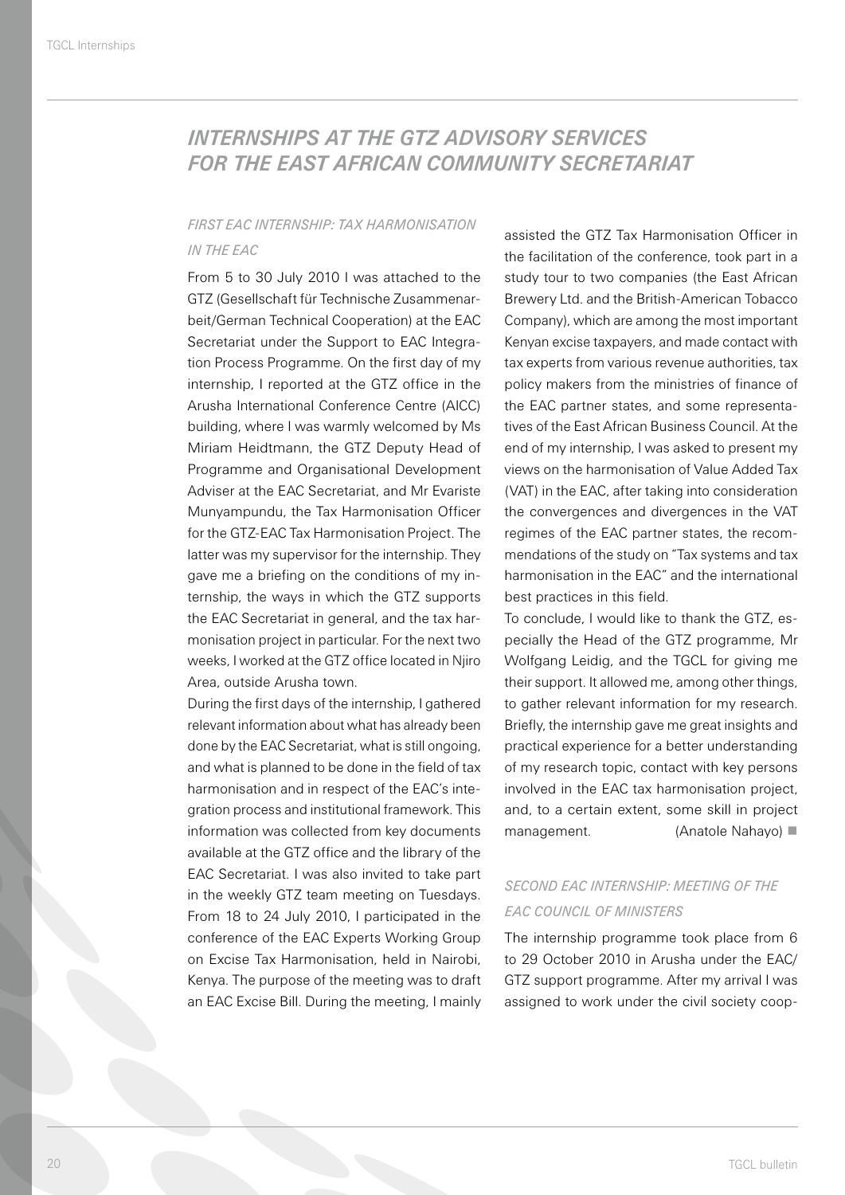## INTERNSHIPS AT THE GTZ ADVISORY SERVICES FOR THE EAST AFRICAN COMMUNITY SECRETARIAT

### *FIRST EAC INTERNSHIP: TAX HARMONISATION IN THE EAC*

From 5 to 30 July 2010 I was attached to the GTZ (Gesellschaft für Technische Zusammenarbeit/German Technical Cooperation) at the EAC Secretariat under the Support to EAC Integration Process Programme. On the first day of my internship, I reported at the GTZ office in the Arusha International Conference Centre (AICC) building, where I was warmly welcomed by Ms Miriam Heidtmann, the GTZ Deputy Head of Programme and Organisational Development Adviser at the EAC Secretariat, and Mr Evariste Munyampundu, the Tax Harmonisation Officer for the GTZ-EAC Tax Harmonisation Project. The latter was my supervisor for the internship. They gave me a briefing on the conditions of my internship, the ways in which the GTZ supports the EAC Secretariat in general, and the tax harmonisation project in particular. For the next two weeks, I worked at the GTZ office located in Njiro Area, outside Arusha town.

During the first days of the internship, I gathered relevant information about what has already been done by the EAC Secretariat, what is still ongoing, and what is planned to be done in the field of tax harmonisation and in respect of the EAC's integration process and institutional framework. This information was collected from key documents available at the GTZ office and the library of the EAC Secretariat. I was also invited to take part in the weekly GTZ team meeting on Tuesdays. From 18 to 24 July 2010, I participated in the conference of the EAC Experts Working Group on Excise Tax Harmonisation, held in Nairobi, Kenya. The purpose of the meeting was to draft an EAC Excise Bill. During the meeting, I mainly assisted the GTZ Tax Harmonisation Officer in the facilitation of the conference, took part in a study tour to two companies (the East African Brewery Ltd. and the British-American Tobacco Company), which are among the most important Kenyan excise taxpayers, and made contact with tax experts from various revenue authorities, tax policy makers from the ministries of finance of the EAC partner states, and some representatives of the East African Business Council. At the end of my internship, I was asked to present my views on the harmonisation of Value Added Tax (VAT) in the EAC, after taking into consideration the convergences and divergences in the VAT regimes of the EAC partner states, the recommendations of the study on "Tax systems and tax harmonisation in the EAC" and the international best practices in this field.

To conclude, I would like to thank the GTZ, especially the Head of the GTZ programme, Mr Wolfgang Leidig, and the TGCL for giving me their support. It allowed me, among other things, to gather relevant information for my research. Briefly, the internship gave me great insights and practical experience for a better understanding of my research topic, contact with key persons involved in the EAC tax harmonisation project, and, to a certain extent, some skill in project management. (Anatole Nahayo) ■

### *SECOND EAC INTERNSHIP: MEETING OF THE EAC COUNCIL OF MINISTERS*

The internship programme took place from 6 to 29 October 2010 in Arusha under the EAC/GTZ support programme. After my arrival I was assigned to work under the civil society coop-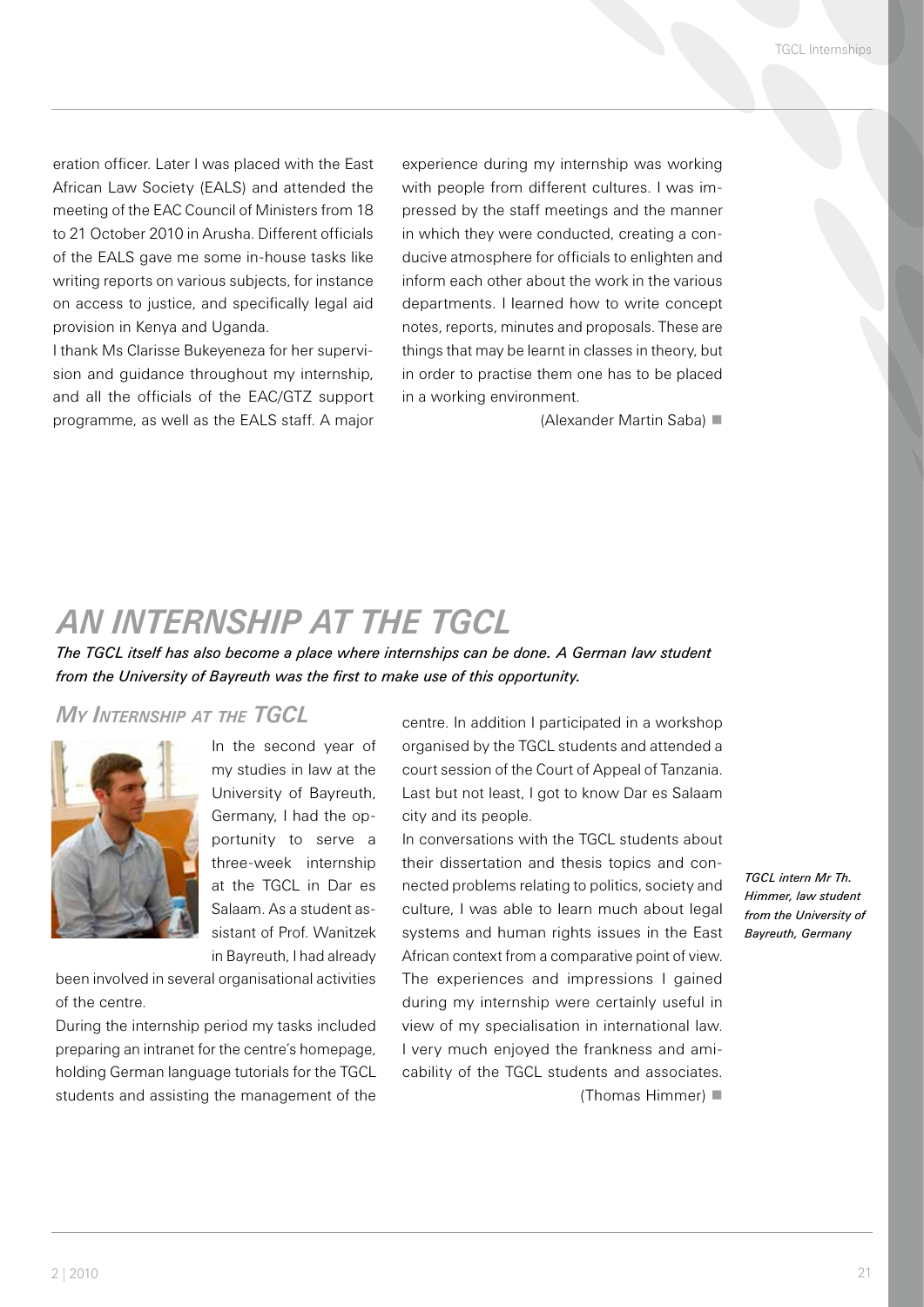eration officer. Later I was placed with the East African Law Society (EALS) and attended the meeting of the EAC Council of Ministers from 18 to 21 October 2010 in Arusha. Different officials of the EALS gave me some in-house tasks like writing reports on various subjects, for instance on access to justice, and specifically legal aid provision in Kenya and Uganda.

I thank Ms Clarisse Bukeyeneza for her supervision and guidance throughout my internship, and all the officials of the EAC/GTZ support programme, as well as the EALS staff. A major experience during my internship was working with people from different cultures. I was impressed by the staff meetings and the manner in which they were conducted, creating a conducive atmosphere for officials to enlighten and inform each other about the work in the various departments. I learned how to write concept notes, reports, minutes and proposals. These are things that may be learnt in classes in theory, but in order to practise them one has to be placed in a working environment.

(Alexander Martin Saba) ■

# AN INTERNSHIP AT THE TGCL

***The TGCL itself has also become a place where internships can be done. A German law student from the University of Bayreuth was the first to make use of this opportunity.***

## *My Internship at the TGCL*

In the second year of my studies in law at the University of Bayreuth, Germany, I had the opportunity to serve a three-week internship at the TGCL in Dar es Salaam. As a student assistant of Prof. Wanitzek in Bayreuth, I had already been involved in several organisational activities of the centre.

During the internship period my tasks included preparing an intranet for the centre's homepage, holding German language tutorials for the TGCL students and assisting the management of the centre. In addition I participated in a workshop organised by the TGCL students and attended a court session of the Court of Appeal of Tanzania. Last but not least, I got to know Dar es Salaam city and its people.

In conversations with the TGCL students about their dissertation and thesis topics and connected problems relating to politics, society and culture, I was able to learn much about legal systems and human rights issues in the East African context from a comparative point of view. The experiences and impressions I gained during my internship were certainly useful in view of my specialisation in international law. I very much enjoyed the frankness and amicability of the TGCL students and associates.

(Thomas Himmer) ■

*TGCL intern Mr Th. Himmer, law student from the University of Bayreuth, Germany*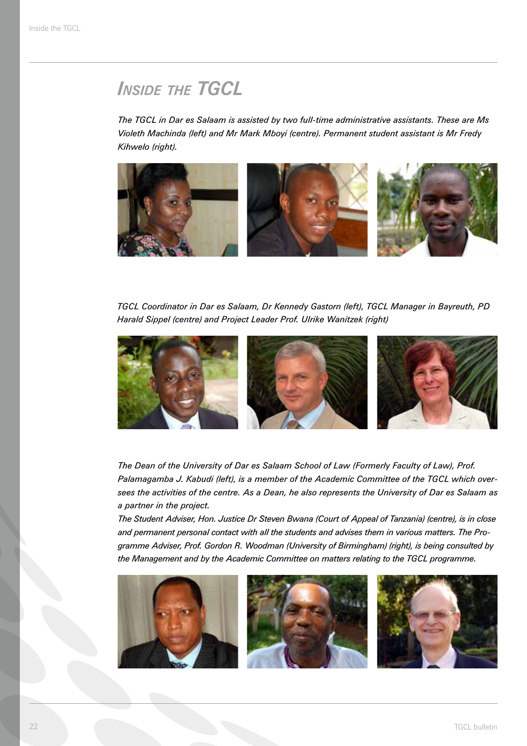# *Inside the TGCL*

*The TGCL in Dar es Salaam is assisted by two full-time administrative assistants. These are Ms Violeth Machinda (left) and Mr Mark Mboyi (centre). Permanent student assistant is Mr Fredy Kihwelo (right).*

*TGCL Coordinator in Dar es Salaam, Dr Kennedy Gastorn (left), TGCL Manager in Bayreuth, PD Harald Sippel (centre) and Project Leader Prof. Ulrike Wanitzek (right)*

*The Dean of the University of Dar es Salaam School of Law (Formerly Faculty of Law), Prof. Palamagamba J. Kabudi (left), is a member of the Academic Committee of the TGCL which oversees the activities of the centre. As a Dean, he also represents the University of Dar es Salaam as a partner in the project.*

*The Student Adviser, Hon. Justice Dr Steven Bwana (Court of Appeal of Tanzania) (centre), is in close and permanent personal contact with all the students and advises them in various matters. The Programme Adviser, Prof. Gordon R. Woodman (University of Birmingham) (right), is being consulted by the Management and by the Academic Committee on matters relating to the TGCL programme.*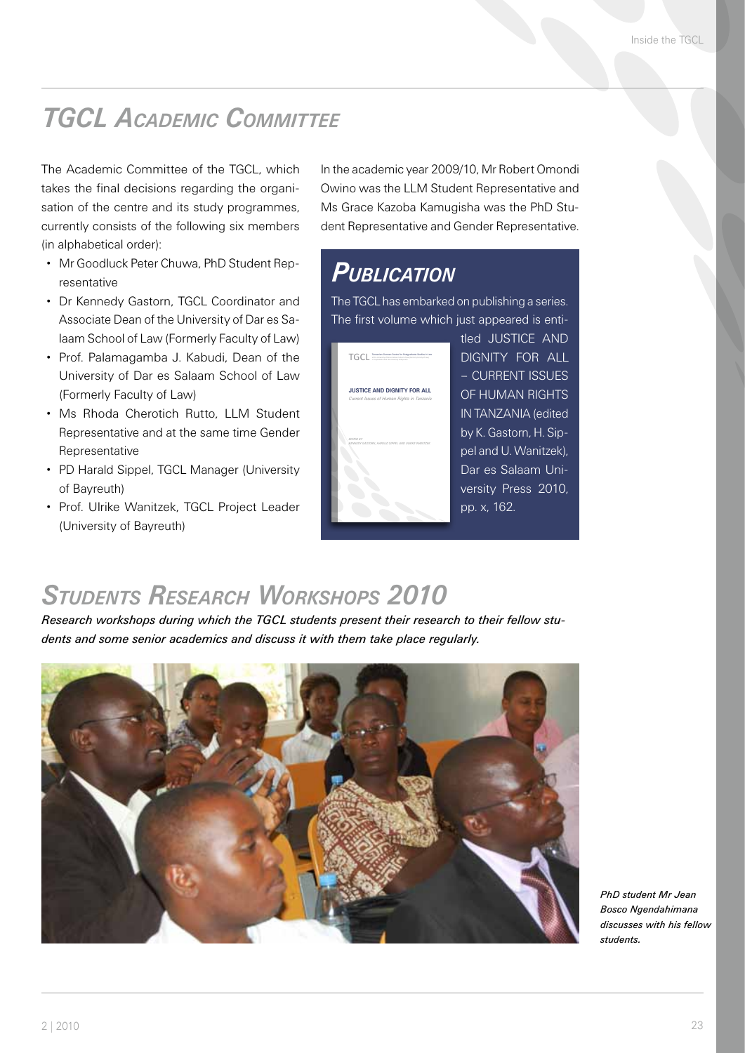# TGCL Academic Committee

The Academic Committee of the TGCL, which takes the final decisions regarding the organisation of the centre and its study programmes, currently consists of the following six members (in alphabetical order):

- Mr Goodluck Peter Chuwa, PhD Student Representative
- Dr Kennedy Gastorn, TGCL Coordinator and Associate Dean of the University of Dar es Salaam School of Law (Formerly Faculty of Law)
- Prof. Palamagamba J. Kabudi, Dean of the University of Dar es Salaam School of Law (Formerly Faculty of Law)
- Ms Rhoda Cherotich Rutto, LLM Student Representative and at the same time Gender Representative
- PD Harald Sippel, TGCL Manager (University of Bayreuth)
- Prof. Ulrike Wanitzek, TGCL Project Leader (University of Bayreuth)

In the academic year 2009/10, Mr Robert Omondi Owino was the LLM Student Representative and Ms Grace Kazoba Kamugisha was the PhD Student Representative and Gender Representative.

## Publication

The TGCL has embarked on publishing a series. The first volume which just appeared is entitled JUSTICE AND DIGNITY FOR ALL – CURRENT ISSUES OF HUMAN RIGHTS IN TANZANIA (edited by K. Gastorn, H. Sippel and U. Wanitzek), Dar es Salaam University Press 2010, pp. x, 162.

# Students Research Workshops 2010

*Research workshops during which the TGCL students present their research to their fellow students and some senior academics and discuss it with them take place regularly.*

*PhD student Mr Jean Bosco Ngendahimana discusses with his fellow students.*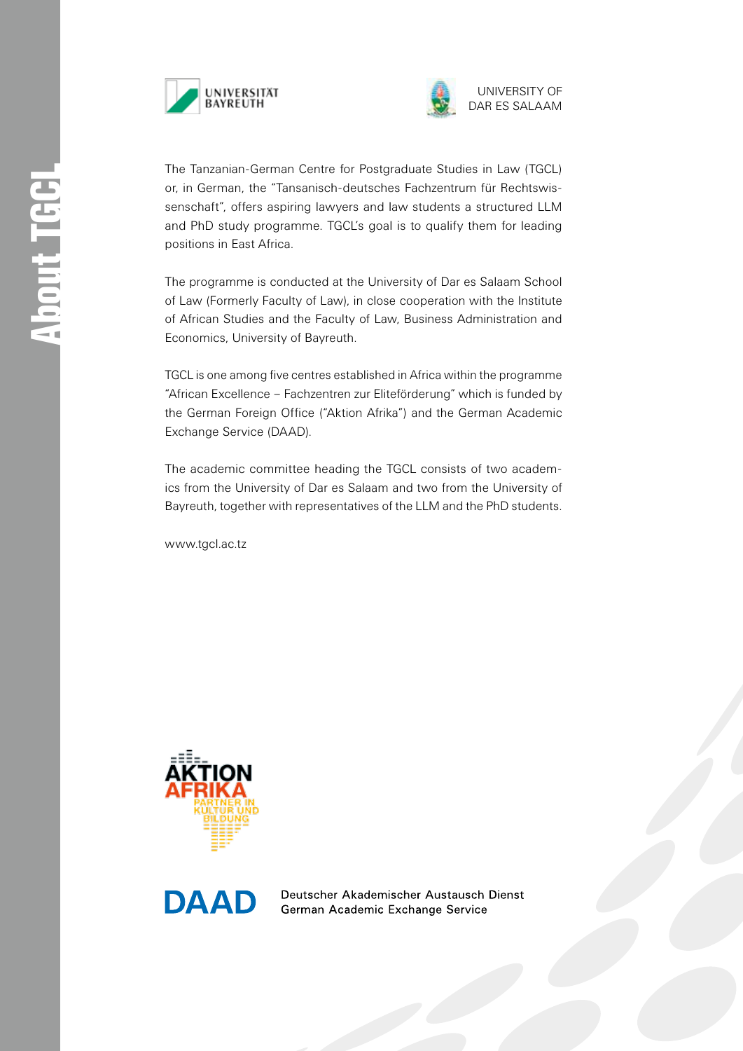# About TGCL

UNIVERSITÄT BAYREUTH

UNIVERSITY OF DAR ES SALAAM

The Tanzanian-German Centre for Postgraduate Studies in Law (TGCL) or, in German, the "Tansanisch-deutsches Fachzentrum für Rechtswissenschaft", offers aspiring lawyers and law students a structured LLM and PhD study programme. TGCL's goal is to qualify them for leading positions in East Africa.

The programme is conducted at the University of Dar es Salaam School of Law (Formerly Faculty of Law), in close cooperation with the Institute of African Studies and the Faculty of Law, Business Administration and Economics, University of Bayreuth.

TGCL is one among five centres established in Africa within the programme "African Excellence – Fachzentren zur Eliteförderung" which is funded by the German Foreign Office ("Aktion Afrika") and the German Academic Exchange Service (DAAD).

The academic committee heading the TGCL consists of two academics from the University of Dar es Salaam and two from the University of Bayreuth, together with representatives of the LLM and the PhD students.

www.tgcl.ac.tz

AKTION AFRIKA
PARTNER IN KULTUR UND BILDUNG

DAAD Deutscher Akademischer Austausch Dienst
German Academic Exchange Service